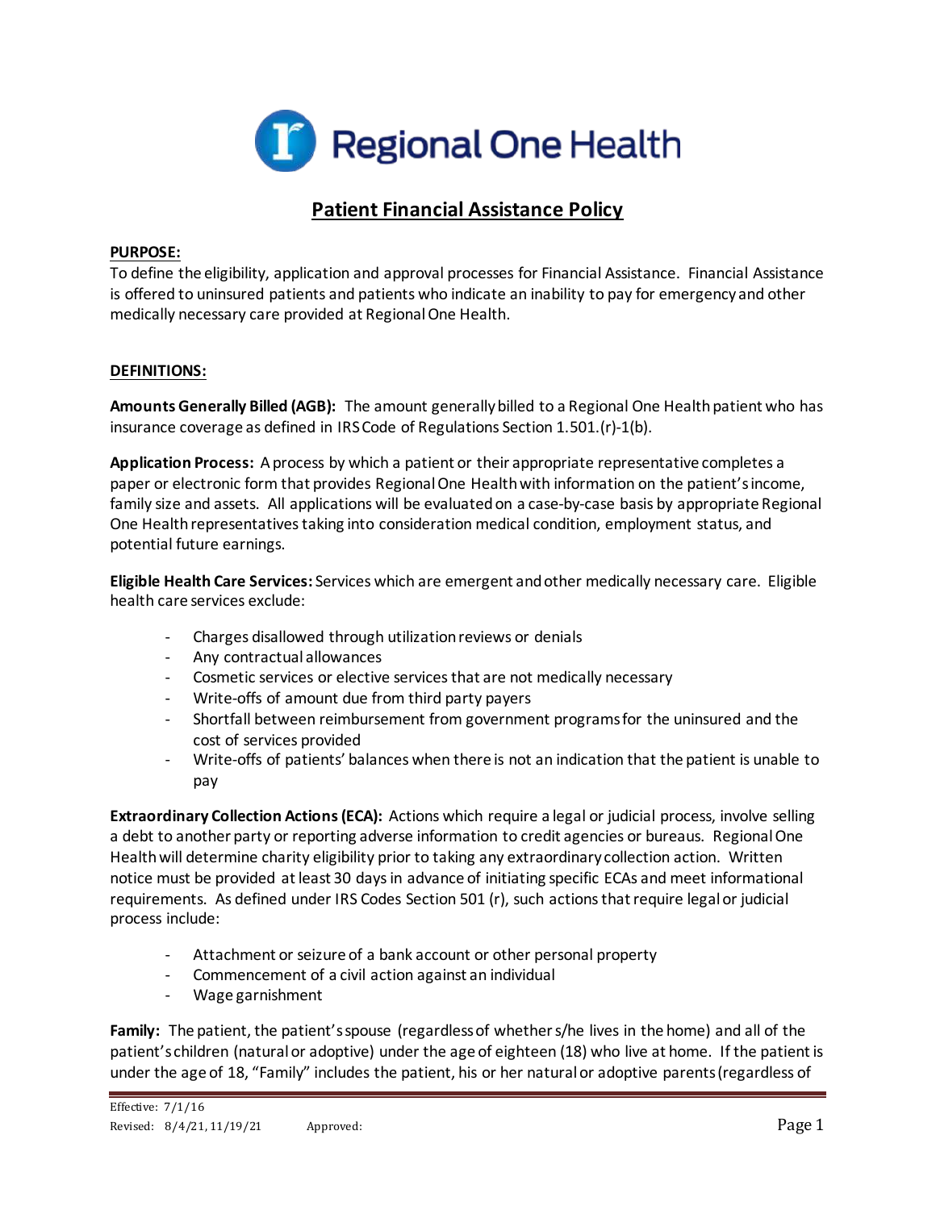# Regional One Health

## Patient Financial Assistance Policy

**PURPOSE:**
To define the eligibility, application and approval processes for Financial Assistance. Financial Assistance is offered to uninsured patients and patients who indicate an inability to pay for emergency and other medically necessary care provided at Regional One Health.

**DEFINITIONS:**

**Amounts Generally Billed (AGB):** The amount generally billed to a Regional One Health patient who has insurance coverage as defined in IRS Code of Regulations Section 1.501.(r)-1(b).

**Application Process:** A process by which a patient or their appropriate representative completes a paper or electronic form that provides Regional One Health with information on the patient's income, family size and assets. All applications will be evaluated on a case-by-case basis by appropriate Regional One Health representatives taking into consideration medical condition, employment status, and potential future earnings.

**Eligible Health Care Services:** Services which are emergent and other medically necessary care. Eligible health care services exclude:

- Charges disallowed through utilization reviews or denials
- Any contractual allowances
- Cosmetic services or elective services that are not medically necessary
- Write-offs of amount due from third party payers
- Shortfall between reimbursement from government programs for the uninsured and the cost of services provided
- Write-offs of patients' balances when there is not an indication that the patient is unable to pay

**Extraordinary Collection Actions (ECA):** Actions which require a legal or judicial process, involve selling a debt to another party or reporting adverse information to credit agencies or bureaus. Regional One Health will determine charity eligibility prior to taking any extraordinary collection action. Written notice must be provided at least 30 days in advance of initiating specific ECAs and meet informational requirements. As defined under IRS Codes Section 501 (r), such actions that require legal or judicial process include:

- Attachment or seizure of a bank account or other personal property
- Commencement of a civil action against an individual
- Wage garnishment

**Family:** The patient, the patient's spouse (regardless of whether s/he lives in the home) and all of the patient's children (natural or adoptive) under the age of eighteen (18) who live at home. If the patient is under the age of 18, "Family" includes the patient, his or her natural or adoptive parents (regardless of

Effective: 7/1/16
Revised: 8/4/21, 11/19/21 Approved: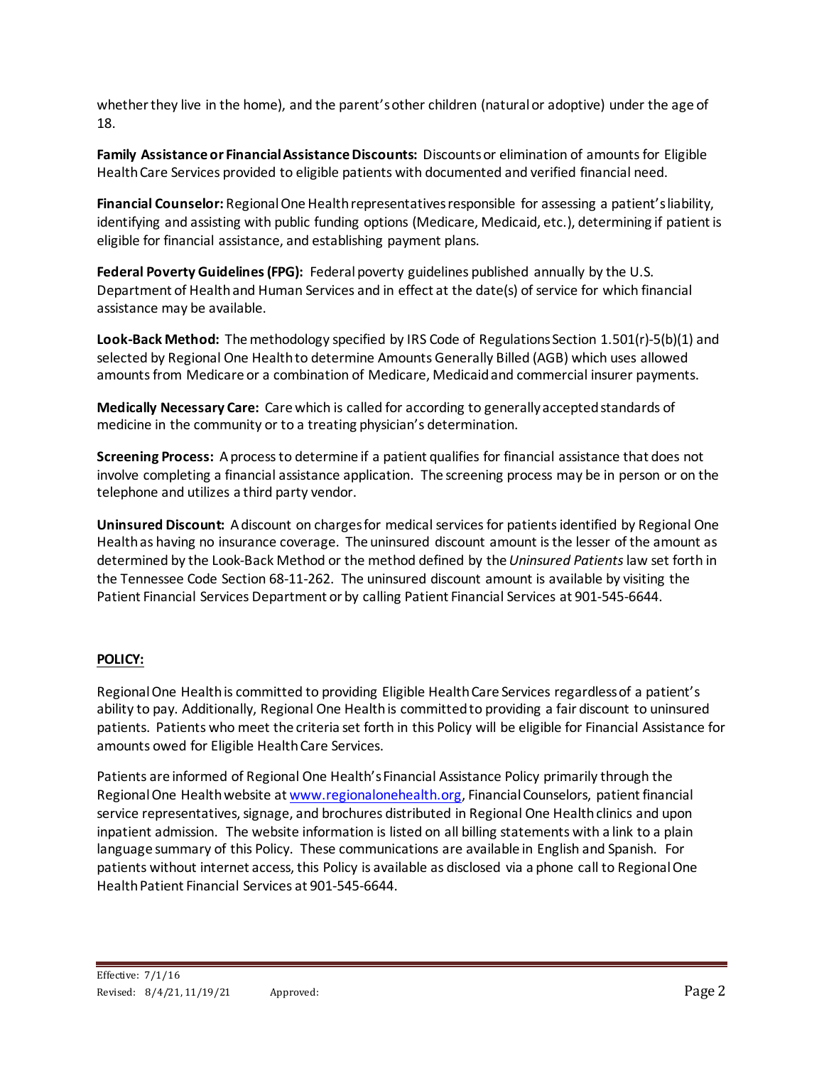whether they live in the home), and the parent's other children (natural or adoptive) under the age of 18.

**Family Assistance or Financial Assistance Discounts:** Discounts or elimination of amounts for Eligible Health Care Services provided to eligible patients with documented and verified financial need.

**Financial Counselor:** Regional One Health representatives responsible for assessing a patient's liability, identifying and assisting with public funding options (Medicare, Medicaid, etc.), determining if patient is eligible for financial assistance, and establishing payment plans.

**Federal Poverty Guidelines (FPG):** Federal poverty guidelines published annually by the U.S. Department of Health and Human Services and in effect at the date(s) of service for which financial assistance may be available.

**Look-Back Method:** The methodology specified by IRS Code of Regulations Section 1.501(r)-5(b)(1) and selected by Regional One Health to determine Amounts Generally Billed (AGB) which uses allowed amounts from Medicare or a combination of Medicare, Medicaid and commercial insurer payments.

**Medically Necessary Care:** Care which is called for according to generally accepted standards of medicine in the community or to a treating physician's determination.

**Screening Process:** A process to determine if a patient qualifies for financial assistance that does not involve completing a financial assistance application. The screening process may be in person or on the telephone and utilizes a third party vendor.

**Uninsured Discount:** A discount on charges for medical services for patients identified by Regional One Health as having no insurance coverage. The uninsured discount amount is the lesser of the amount as determined by the Look-Back Method or the method defined by the *Uninsured Patients* law set forth in the Tennessee Code Section 68-11-262. The uninsured discount amount is available by visiting the Patient Financial Services Department or by calling Patient Financial Services at 901-545-6644.

## POLICY:

Regional One Health is committed to providing Eligible Health Care Services regardless of a patient's ability to pay. Additionally, Regional One Health is committed to providing a fair discount to uninsured patients. Patients who meet the criteria set forth in this Policy will be eligible for Financial Assistance for amounts owed for Eligible Health Care Services.

Patients are informed of Regional One Health's Financial Assistance Policy primarily through the Regional One Health website at www.regionalonehealth.org, Financial Counselors, patient financial service representatives, signage, and brochures distributed in Regional One Health clinics and upon inpatient admission. The website information is listed on all billing statements with a link to a plain language summary of this Policy. These communications are available in English and Spanish. For patients without internet access, this Policy is available as disclosed via a phone call to Regional One Health Patient Financial Services at 901-545-6644.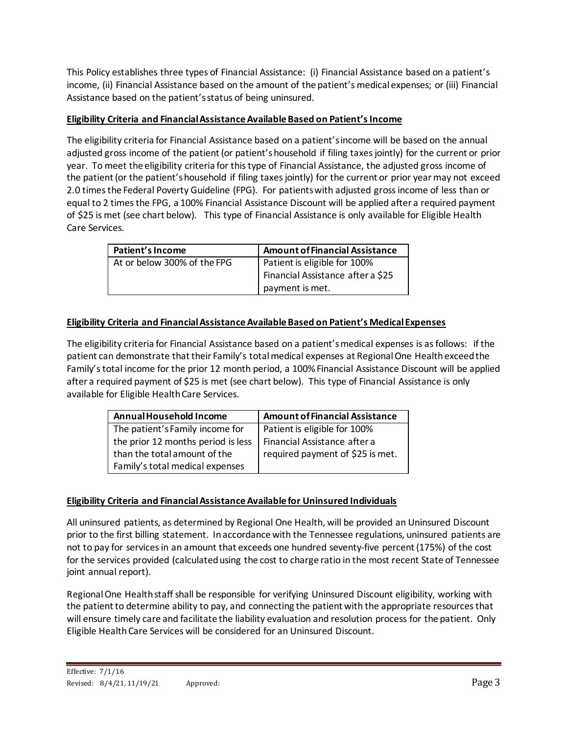This Policy establishes three types of Financial Assistance: (i) Financial Assistance based on a patient's income, (ii) Financial Assistance based on the amount of the patient's medical expenses; or (iii) Financial Assistance based on the patient's status of being uninsured.

**Eligibility Criteria and Financial Assistance Available Based on Patient's Income**

The eligibility criteria for Financial Assistance based on a patient's income will be based on the annual adjusted gross income of the patient (or patient's household if filing taxes jointly) for the current or prior year. To meet the eligibility criteria for this type of Financial Assistance, the adjusted gross income of the patient (or the patient's household if filing taxes jointly) for the current or prior year may not exceed 2.0 times the Federal Poverty Guideline (FPG). For patients with adjusted gross income of less than or equal to 2 times the FPG, a 100% Financial Assistance Discount will be applied after a required payment of $25 is met (see chart below). This type of Financial Assistance is only available for Eligible Health Care Services.

| Patient's Income | Amount of Financial Assistance |
|---|---|
| At or below 300% of the FPG | Patient is eligible for 100% Financial Assistance after a $25 payment is met. |

**Eligibility Criteria and Financial Assistance Available Based on Patient's Medical Expenses**

The eligibility criteria for Financial Assistance based on a patient's medical expenses is as follows: if the patient can demonstrate that their Family's total medical expenses at Regional One Health exceed the Family's total income for the prior 12 month period, a 100% Financial Assistance Discount will be applied after a required payment of $25 is met (see chart below). This type of Financial Assistance is only available for Eligible Health Care Services.

| Annual Household Income | Amount of Financial Assistance |
|---|---|
| The patient's Family income for the prior 12 months period is less than the total amount of the Family's total medical expenses | Patient is eligible for 100% Financial Assistance after a required payment of $25 is met. |

**Eligibility Criteria and Financial Assistance Available for Uninsured Individuals**

All uninsured patients, as determined by Regional One Health, will be provided an Uninsured Discount prior to the first billing statement. In accordance with the Tennessee regulations, uninsured patients are not to pay for services in an amount that exceeds one hundred seventy-five percent (175%) of the cost for the services provided (calculated using the cost to charge ratio in the most recent State of Tennessee joint annual report).

Regional One Health staff shall be responsible for verifying Uninsured Discount eligibility, working with the patient to determine ability to pay, and connecting the patient with the appropriate resources that will ensure timely care and facilitate the liability evaluation and resolution process for the patient. Only Eligible Health Care Services will be considered for an Uninsured Discount.

Effective: 7/1/16
Revised: 8/4/21, 11/19/21 Approved: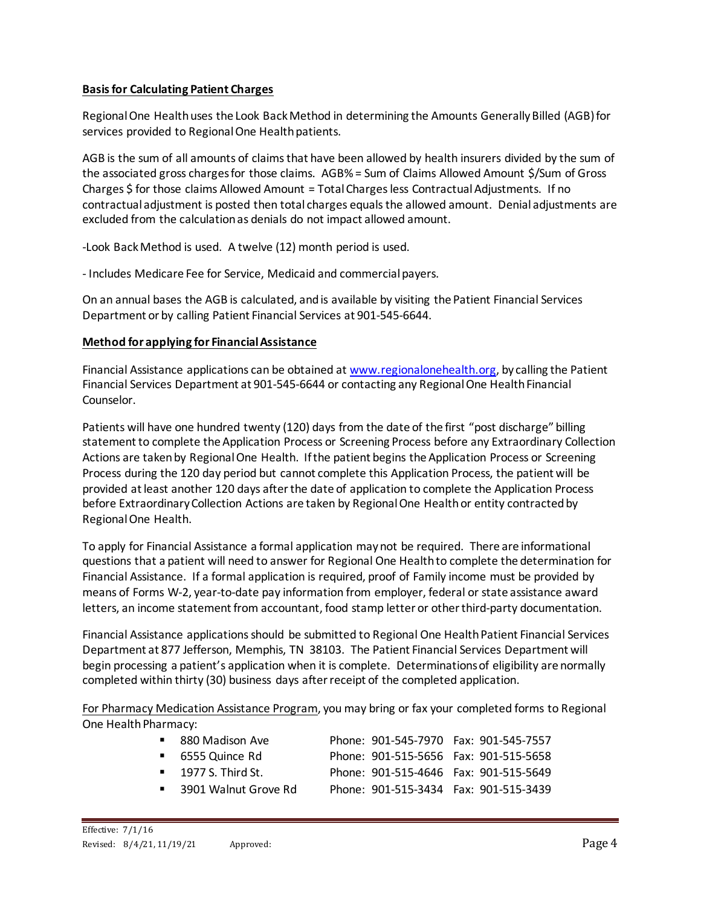**Basis for Calculating Patient Charges**

Regional One Health uses the Look Back Method in determining the Amounts Generally Billed (AGB) for services provided to Regional One Health patients.

AGB is the sum of all amounts of claims that have been allowed by health insurers divided by the sum of the associated gross charges for those claims. AGB% = Sum of Claims Allowed Amount $/Sum of Gross Charges $ for those claims Allowed Amount = Total Charges less Contractual Adjustments. If no contractual adjustment is posted then total charges equals the allowed amount. Denial adjustments are excluded from the calculation as denials do not impact allowed amount.

-Look Back Method is used. A twelve (12) month period is used.

- Includes Medicare Fee for Service, Medicaid and commercial payers.

On an annual bases the AGB is calculated, and is available by visiting the Patient Financial Services Department or by calling Patient Financial Services at 901-545-6644.

**Method for applying for Financial Assistance**

Financial Assistance applications can be obtained at www.regionalonehealth.org, by calling the Patient Financial Services Department at 901-545-6644 or contacting any Regional One Health Financial Counselor.

Patients will have one hundred twenty (120) days from the date of the first "post discharge" billing statement to complete the Application Process or Screening Process before any Extraordinary Collection Actions are taken by Regional One Health. If the patient begins the Application Process or Screening Process during the 120 day period but cannot complete this Application Process, the patient will be provided at least another 120 days after the date of application to complete the Application Process before Extraordinary Collection Actions are taken by Regional One Health or entity contracted by Regional One Health.

To apply for Financial Assistance a formal application may not be required. There are informational questions that a patient will need to answer for Regional One Health to complete the determination for Financial Assistance. If a formal application is required, proof of Family income must be provided by means of Forms W-2, year-to-date pay information from employer, federal or state assistance award letters, an income statement from accountant, food stamp letter or other third-party documentation.

Financial Assistance applications should be submitted to Regional One Health Patient Financial Services Department at 877 Jefferson, Memphis, TN 38103. The Patient Financial Services Department will begin processing a patient's application when it is complete. Determinations of eligibility are normally completed within thirty (30) business days after receipt of the completed application.

For Pharmacy Medication Assistance Program, you may bring or fax your completed forms to Regional One Health Pharmacy:

- 880 Madison Ave — Phone: 901-545-7970 Fax: 901-545-7557
- 6555 Quince Rd — Phone: 901-515-5656 Fax: 901-515-5658
- 1977 S. Third St. — Phone: 901-515-4646 Fax: 901-515-5649
- 3901 Walnut Grove Rd — Phone: 901-515-3434 Fax: 901-515-3439

Effective: 7/1/16
Revised: 8/4/21, 11/19/21 Approved: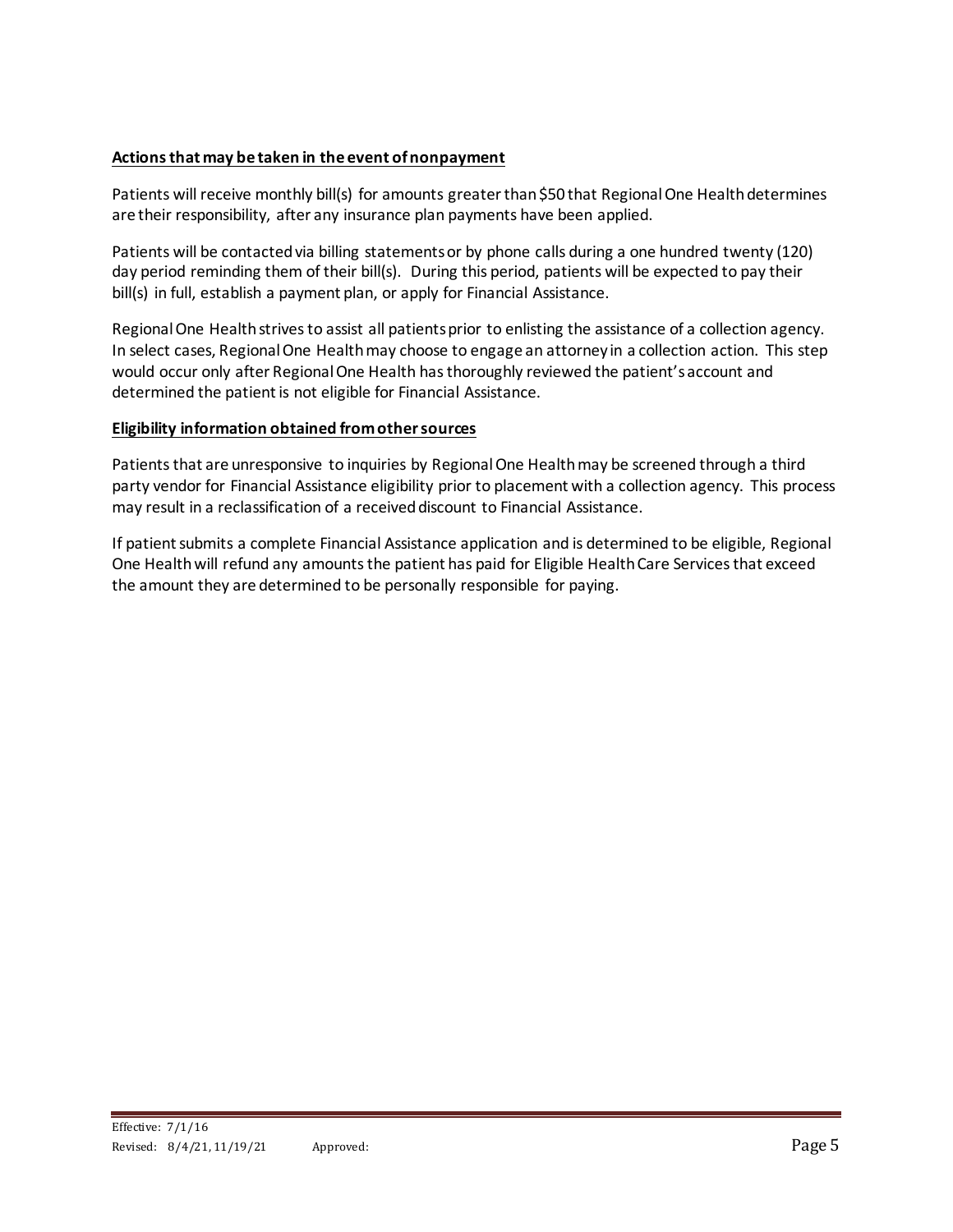**Actions that may be taken in the event of nonpayment**

Patients will receive monthly bill(s) for amounts greater than $50 that Regional One Health determines are their responsibility, after any insurance plan payments have been applied.

Patients will be contacted via billing statements or by phone calls during a one hundred twenty (120) day period reminding them of their bill(s). During this period, patients will be expected to pay their bill(s) in full, establish a payment plan, or apply for Financial Assistance.

Regional One Health strives to assist all patients prior to enlisting the assistance of a collection agency. In select cases, Regional One Health may choose to engage an attorney in a collection action. This step would occur only after Regional One Health has thoroughly reviewed the patient's account and determined the patient is not eligible for Financial Assistance.

**Eligibility information obtained from other sources**

Patients that are unresponsive to inquiries by Regional One Health may be screened through a third party vendor for Financial Assistance eligibility prior to placement with a collection agency. This process may result in a reclassification of a received discount to Financial Assistance.

If patient submits a complete Financial Assistance application and is determined to be eligible, Regional One Health will refund any amounts the patient has paid for Eligible Health Care Services that exceed the amount they are determined to be personally responsible for paying.

Effective: 7/1/16
Revised: 8/4/21, 11/19/21 Approved: